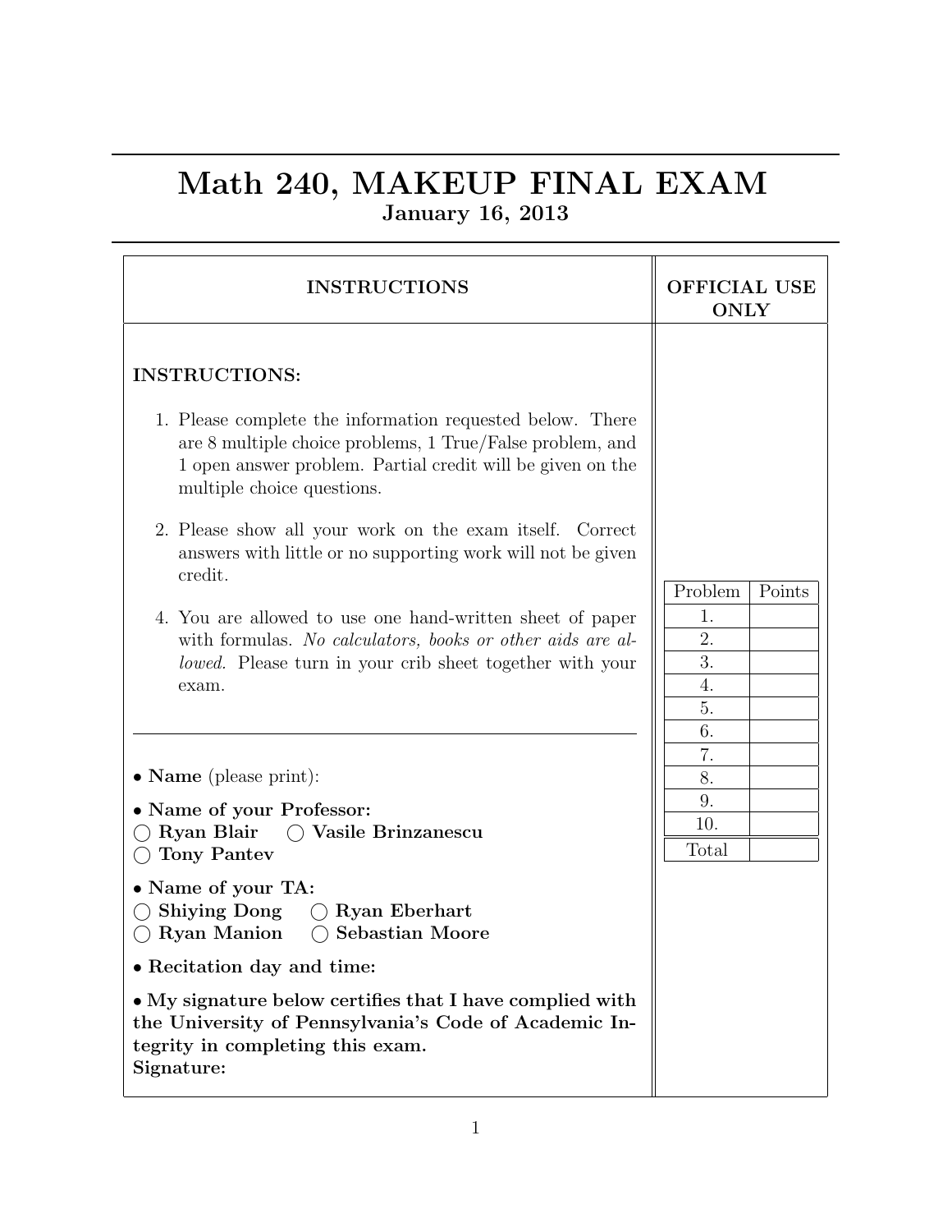# Math 240, MAKEUP FINAL EXAM

**January 16, 2013**

| INSTRUCTIONS | OFFICIAL USE ONLY |
| --- | --- |

**INSTRUCTIONS:**

1. Please complete the information requested below. There are 8 multiple choice problems, 1 True/False problem, and 1 open answer problem. Partial credit will be given on the multiple choice questions.

2. Please show all your work on the exam itself. Correct answers with little or no supporting work will not be given credit.

4. You allowed to use one hand-written sheet of paper with formulas. *No calculators, books or other aids are allowed.* Please turn in your crib sheet together with your exam.

---

- **Name** (please print):
- **Name of your Professor:**
  ◯ **Ryan Blair** ◯ **Vasile Brinzanescu**
  ◯ **Tony Pantev**
- **Name of your TA:**
  ◯ **Shiying Dong** ◯ **Ryan Eberhart**
  ◯ **Ryan Manion** ◯ **Sebastian Moore**
- **Recitation day and time:**
- **My signature below certifies that I have complied with the University of Pennsylvania's Code of Academic Integrity in completing this exam.**
  **Signature:**

| Problem | Points |
| --- | --- |
| 1. | |
| 2. | |
| 3. | |
| 4. | |
| 5. | |
| 6. | |
| 7. | |
| 8. | |
| 9. | |
| 10. | |
| Total | |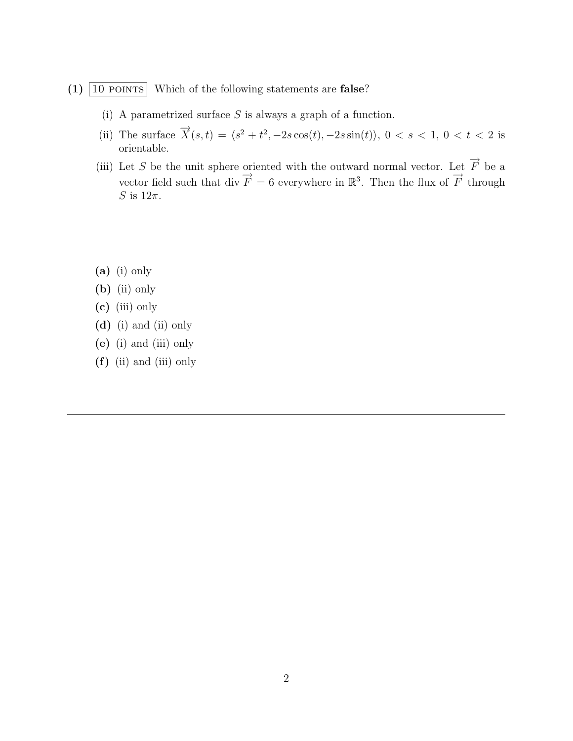**(1)** 10 POINTS Which of the following statements are **false**?

(i) A parametrized surface $S$ is always a graph of a function.

(ii) The surface $\overrightarrow{X}(s,t) = \langle s^2 + t^2, -2s\cos(t), -2s\sin(t)\rangle$, $0 < s < 1$, $0 < t < 2$ is orientable.

(iii) Let $S$ be the unit sphere oriented with the outward normal vector. Let $\overrightarrow{F}$ be a vector field such that div $\overrightarrow{F} = 6$ everywhere in $\mathbb{R}^3$. Then the flux of $\overrightarrow{F}$ through $S$ is $12\pi$.

**(a)** (i) only

**(b)** (ii) only

**(c)** (iii) only

**(d)** (i) and (ii) only

**(e)** (i) and (iii) only

**(f)** (ii) and (iii) only

---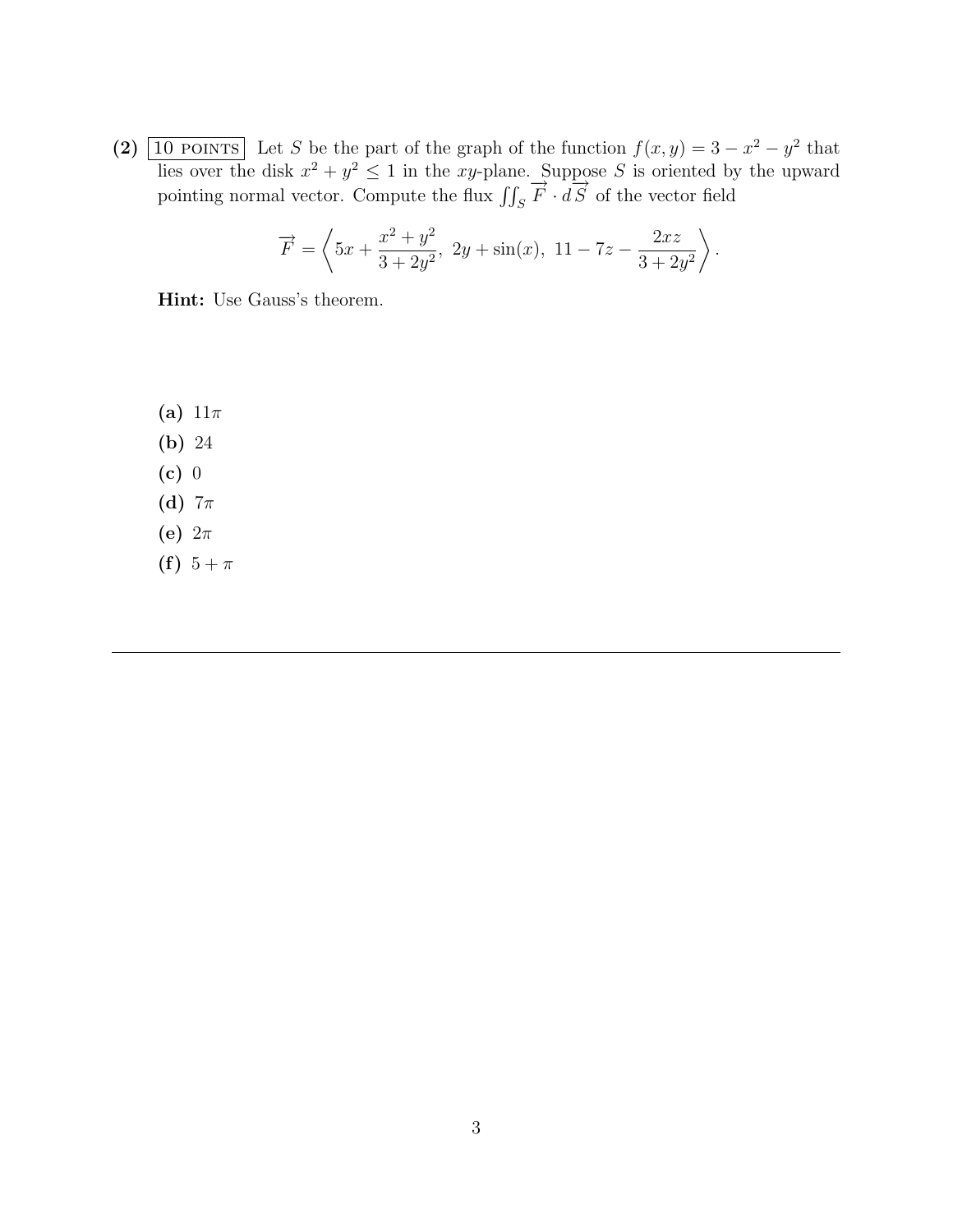**(2)** 10 POINTS Let $S$ be the part of the graph of the function $f(x, y) = 3 - x^2 - y^2$ that lies over the disk $x^2 + y^2 \leq 1$ in the $xy$-plane. Suppose $S$ is oriented by the upward pointing normal vector. Compute the flux $\iint_S \overrightarrow{F} \cdot d\overrightarrow{S}$ of the vector field

$$\overrightarrow{F} = \left\langle 5x + \frac{x^2 + y^2}{3 + 2y^2},\ 2y + \sin(x),\ 11 - 7z - \frac{2xz}{3 + 2y^2} \right\rangle.$$

**Hint:** Use Gauss's theorem.

**(a)** $11\pi$

**(b)** $24$

**(c)** $0$

**(d)** $7\pi$

**(e)** $2\pi$

**(f)** $5 + \pi$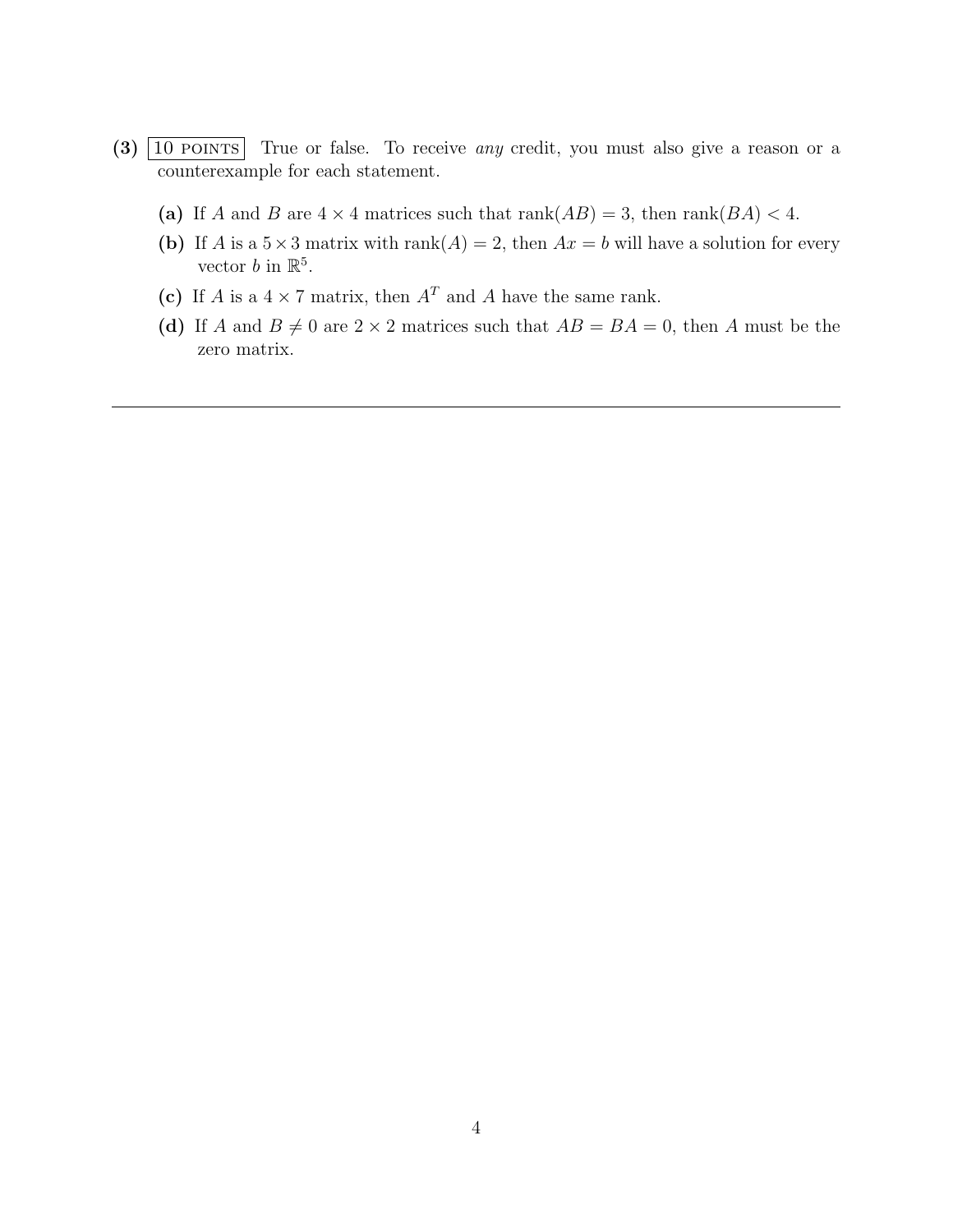**(3)** 10 POINTS True or false. To receive *any* credit, you must also give a reason or a counterexample for each statement.

- **(a)** If $A$ and $B$ are $4 \times 4$ matrices such that $\text{rank}(AB) = 3$, then $\text{rank}(BA) < 4$.
- **(b)** If $A$ is a $5 \times 3$ matrix with $\text{rank}(A) = 2$, then $Ax = b$ will have a solution for every vector $b$ in $\mathbb{R}^5$.
- **(c)** If $A$ is a $4 \times 7$ matrix, then $A^T$ and $A$ have the same rank.
- **(d)** If $A$ and $B \neq 0$ are $2 \times 2$ matrices such that $AB = BA = 0$, then $A$ must be the zero matrix.

---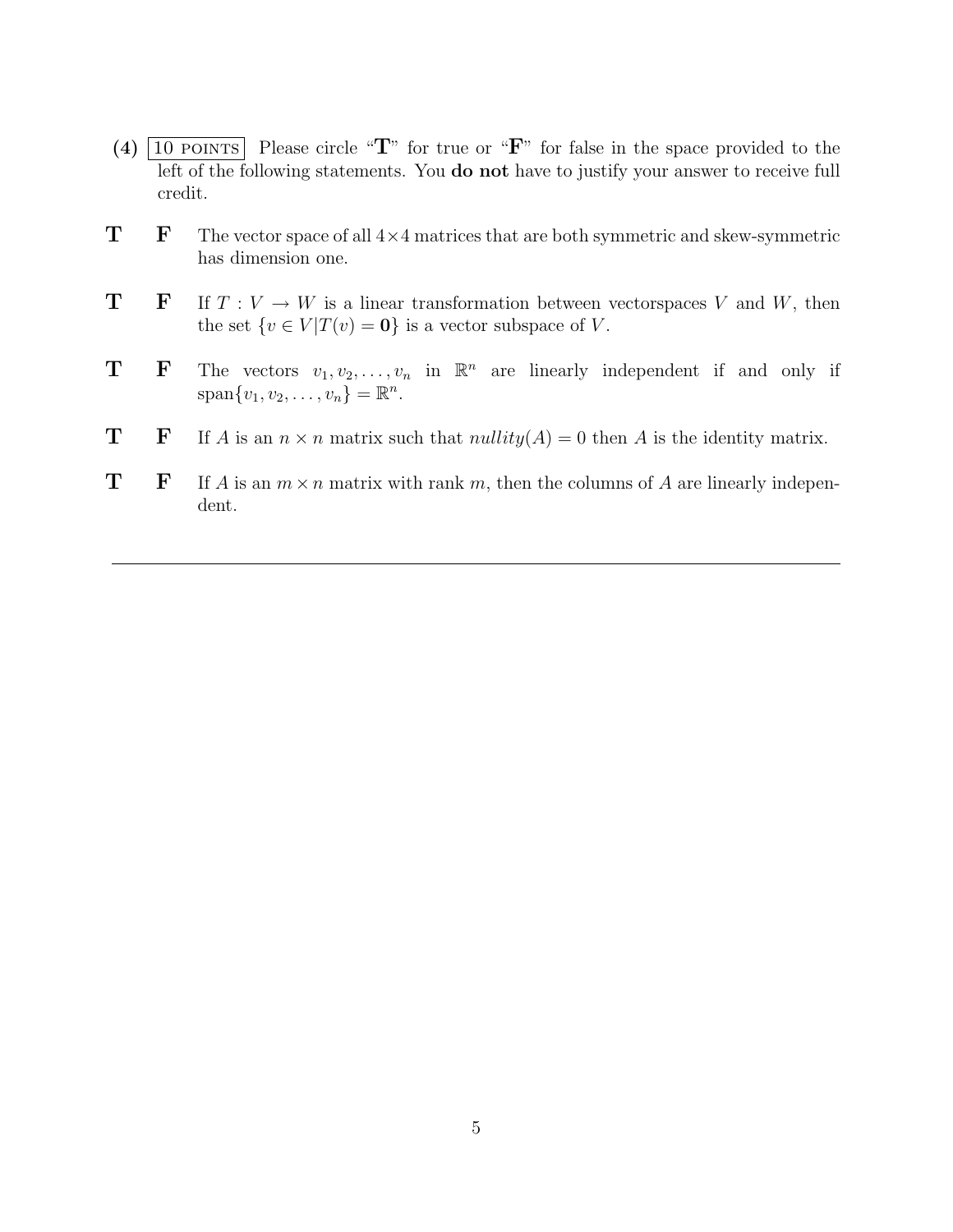**(4)** 10 POINTS Please circle "**T**" for true or "**F**" for false in the space provided to the left of the following statements. You **do not** have to justify your answer to receive full credit.

**T** **F** The vector space of all $4 \times 4$ matrices that are both symmetric and skew-symmetric has dimension one.

**T** **F** If $T : V \to W$ is a linear transformation between vectorspaces $V$ and $W$, then the set $\{v \in V | T(v) = \mathbf{0}\}$ is a vector subspace of $V$.

**T** **F** The vectors $v_1, v_2, \ldots, v_n$ in $\mathbb{R}^n$ are linearly independent if and only if $\text{span}\{v_1, v_2, \ldots, v_n\} = \mathbb{R}^n$.

**T** **F** If $A$ is an $n \times n$ matrix such that $nullity(A) = 0$ then $A$ is the identity matrix.

**T** **F** If $A$ is an $m \times n$ matrix with rank $m$, then the columns of $A$ are linearly independent.

---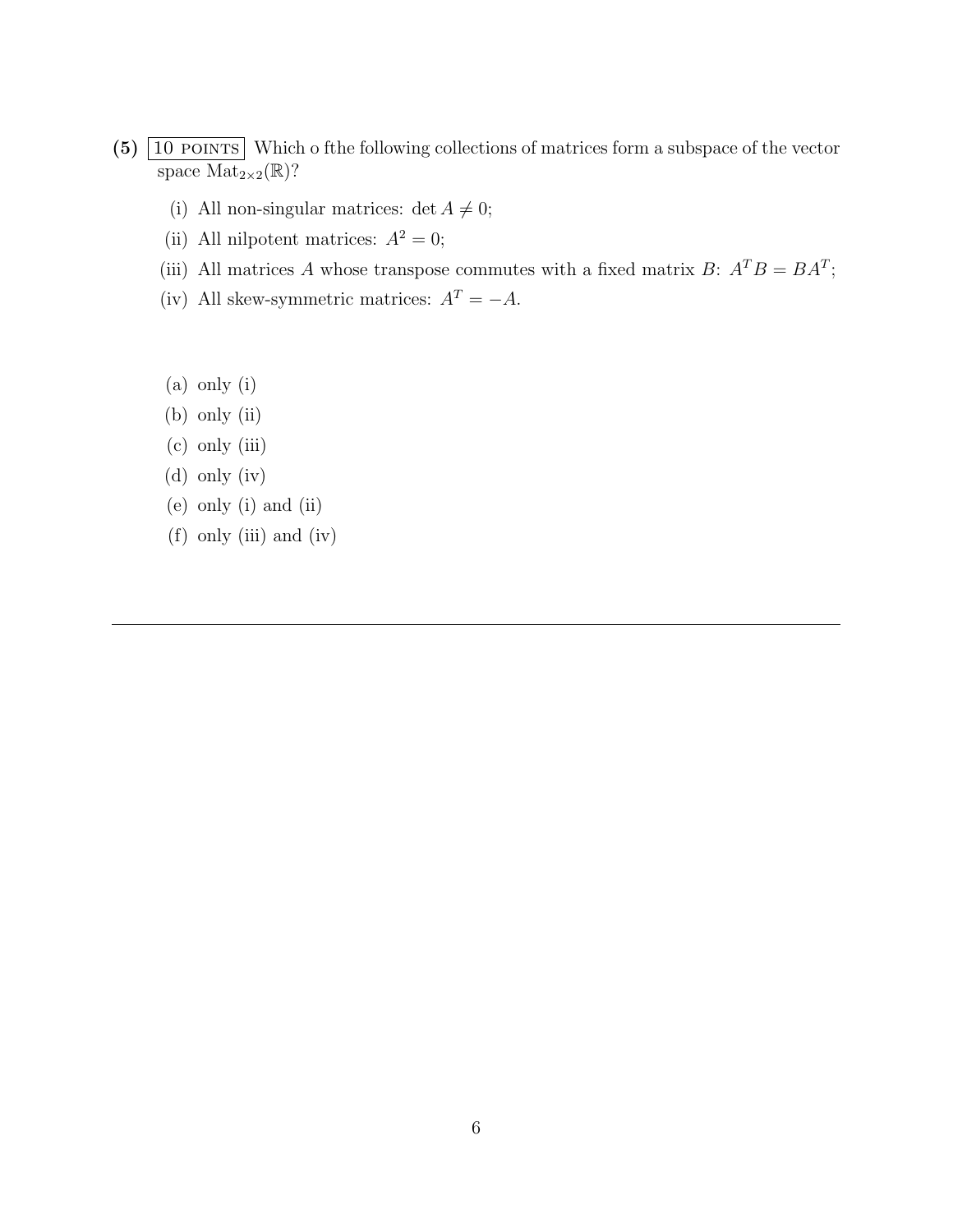**(5)** 10 POINTS Which o fthe following collections of matrices form a subspace of the vector space $\mathrm{Mat}_{2\times 2}(\mathbb{R})$?

(i) All non-singular matrices: $\det A \neq 0$;

(ii) All nilpotent matrices: $A^2 = 0$;

(iii) All matrices $A$ whose transpose commutes with a fixed matrix $B$: $A^T B = B A^T$;

(iv) All skew-symmetric matrices: $A^T = -A$.

(a) only (i)

(b) only (ii)

(c) only (iii)

(d) only (iv)

(e) only (i) and (ii)

(f) only (iii) and (iv)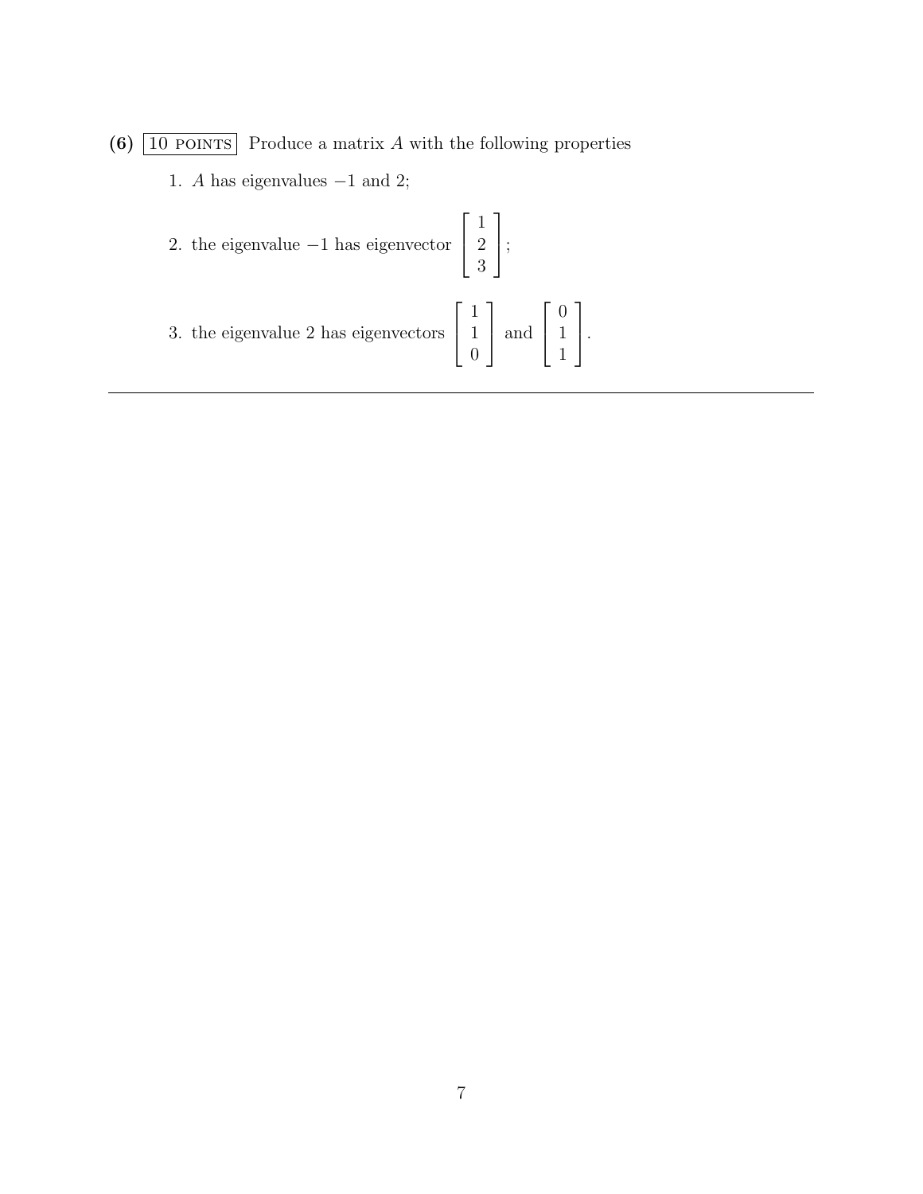**(6)** $\boxed{\text{10 POINTS}}$ Produce a matrix $A$ with the following properties

1. $A$ has eigenvalues $-1$ and $2$;
2. the eigenvalue $-1$ has eigenvector $\begin{bmatrix} 1 \\ 2 \\ 3 \end{bmatrix}$;
3. the eigenvalue $2$ has eigenvectors $\begin{bmatrix} 1 \\ 1 \\ 0 \end{bmatrix}$ and $\begin{bmatrix} 0 \\ 1 \\ 1 \end{bmatrix}$.

---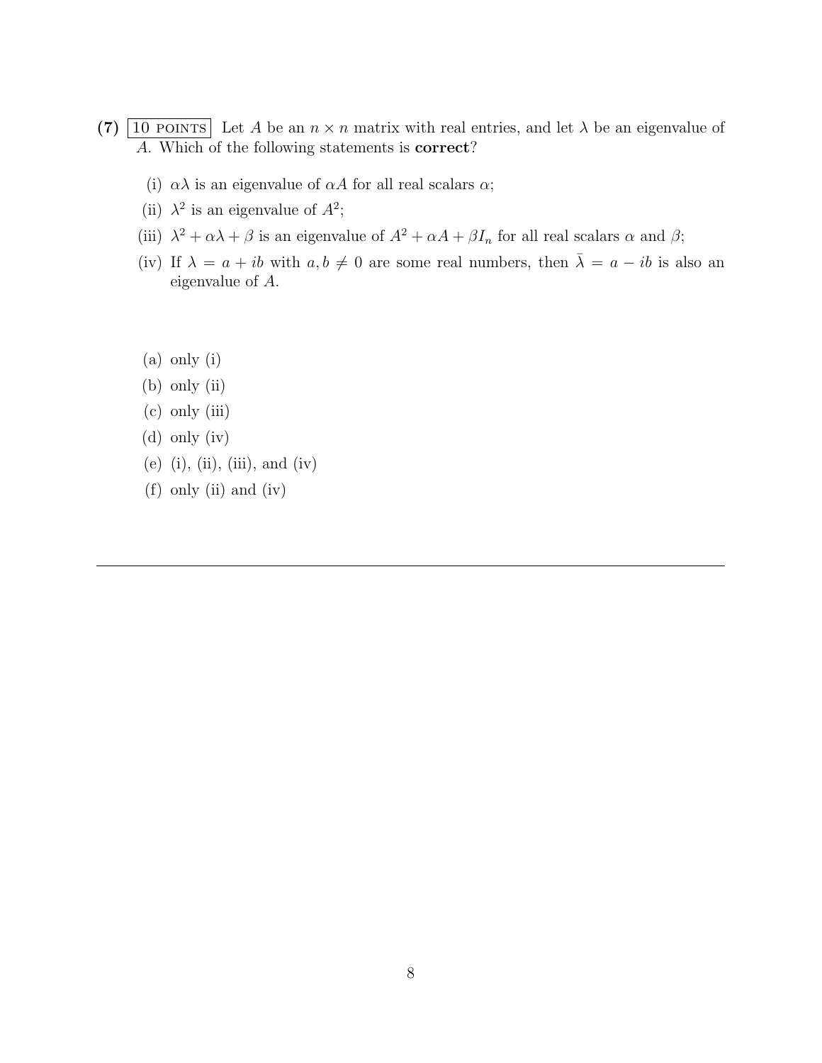**(7)** 10 POINTS Let $A$ be an $n \times n$ matrix with real entries, and let $\lambda$ be an eigenvalue of $A$. Which of the following statements is **correct**?

(i) $\alpha\lambda$ is an eigenvalue of $\alpha A$ for all real scalars $\alpha$;

(ii) $\lambda^2$ is an eigenvalue of $A^2$;

(iii) $\lambda^2 + \alpha\lambda + \beta$ is an eigenvalue of $A^2 + \alpha A + \beta I_n$ for all real scalars $\alpha$ and $\beta$;

(iv) If $\lambda = a + ib$ with $a, b \neq 0$ are some real numbers, then $\bar{\lambda} = a - ib$ is also an eigenvalue of $A$.

(a) only (i)

(b) only (ii)

(c) only (iii)

(d) only (iv)

(e) (i), (ii), (iii), and (iv)

(f) only (ii) and (iv)

---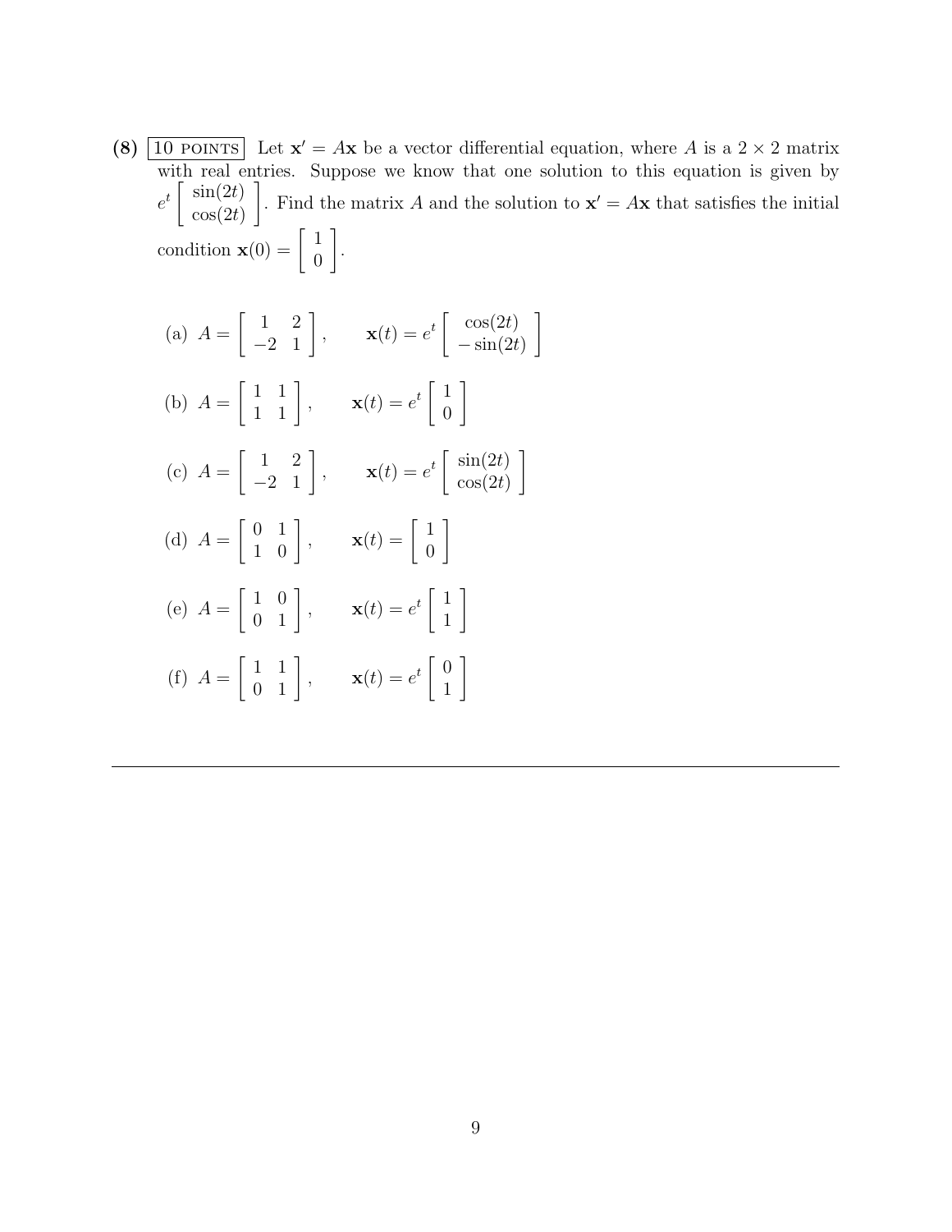**(8)** $\boxed{\text{10 POINTS}}$ Let $\mathbf{x}' = A\mathbf{x}$ be a vector differential equation, where $A$ is a $2 \times 2$ matrix with real entries. Suppose we know that one solution to this equation is given by $e^t \begin{bmatrix} \sin(2t) \\ \cos(2t) \end{bmatrix}$. Find the matrix $A$ and the solution to $\mathbf{x}' = A\mathbf{x}$ that satisfies the initial condition $\mathbf{x}(0) = \begin{bmatrix} 1 \\ 0 \end{bmatrix}$.

(a) $A = \begin{bmatrix} 1 & 2 \\ -2 & 1 \end{bmatrix}$, $\quad \mathbf{x}(t) = e^t \begin{bmatrix} \cos(2t) \\ -\sin(2t) \end{bmatrix}$

(b) $A = \begin{bmatrix} 1 & 1 \\ 1 & 1 \end{bmatrix}$, $\quad \mathbf{x}(t) = e^t \begin{bmatrix} 1 \\ 0 \end{bmatrix}$

(c) $A = \begin{bmatrix} 1 & 2 \\ -2 & 1 \end{bmatrix}$, $\quad \mathbf{x}(t) = e^t \begin{bmatrix} \sin(2t) \\ \cos(2t) \end{bmatrix}$

(d) $A = \begin{bmatrix} 0 & 1 \\ 1 & 0 \end{bmatrix}$, $\quad \mathbf{x}(t) = \begin{bmatrix} 1 \\ 0 \end{bmatrix}$

(e) $A = \begin{bmatrix} 1 & 0 \\ 0 & 1 \end{bmatrix}$, $\quad \mathbf{x}(t) = e^t \begin{bmatrix} 1 \\ 1 \end{bmatrix}$

(f) $A = \begin{bmatrix} 1 & 1 \\ 0 & 1 \end{bmatrix}$, $\quad \mathbf{x}(t) = e^t \begin{bmatrix} 0 \\ 1 \end{bmatrix}$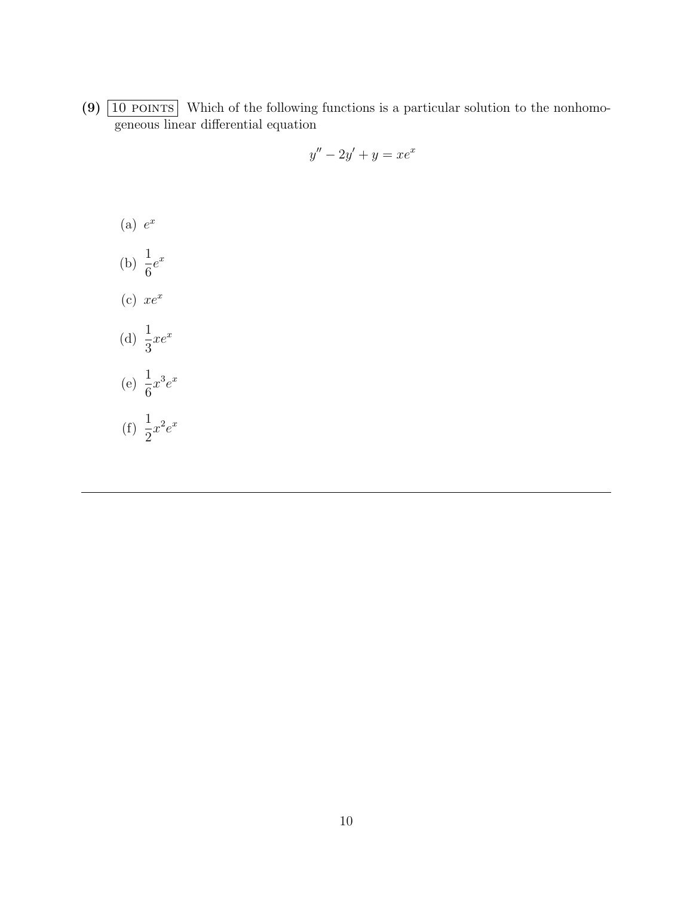**(9)** 10 POINTS Which of the following functions is a particular solution to the nonhomogeneous linear differential equation

$$y'' - 2y' + y = xe^x$$

(a) $e^x$

(b) $\dfrac{1}{6}e^x$

(c) $xe^x$

(d) $\dfrac{1}{3}xe^x$

(e) $\dfrac{1}{6}x^3e^x$

(f) $\dfrac{1}{2}x^2e^x$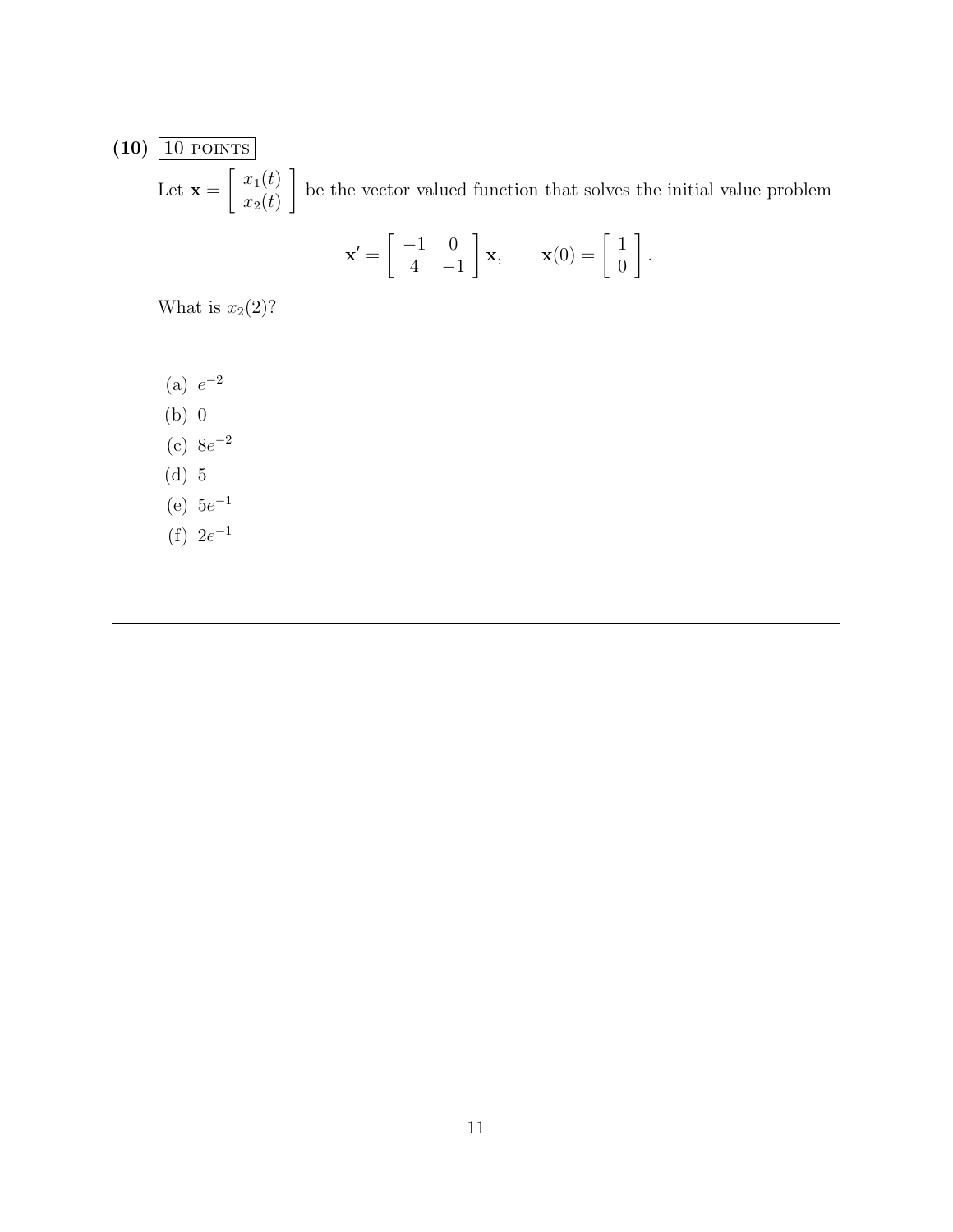**(10)** 10 POINTS

Let $\mathbf{x} = \begin{bmatrix} x_1(t) \\ x_2(t) \end{bmatrix}$ be the vector valued function that solves the initial value problem

$$\mathbf{x}' = \begin{bmatrix} -1 & 0 \\ 4 & -1 \end{bmatrix} \mathbf{x}, \qquad \mathbf{x}(0) = \begin{bmatrix} 1 \\ 0 \end{bmatrix}.$$

What is $x_2(2)$?

(a) $e^{-2}$

(b) $0$

(c) $8e^{-2}$

(d) $5$

(e) $5e^{-1}$

(f) $2e^{-1}$

---